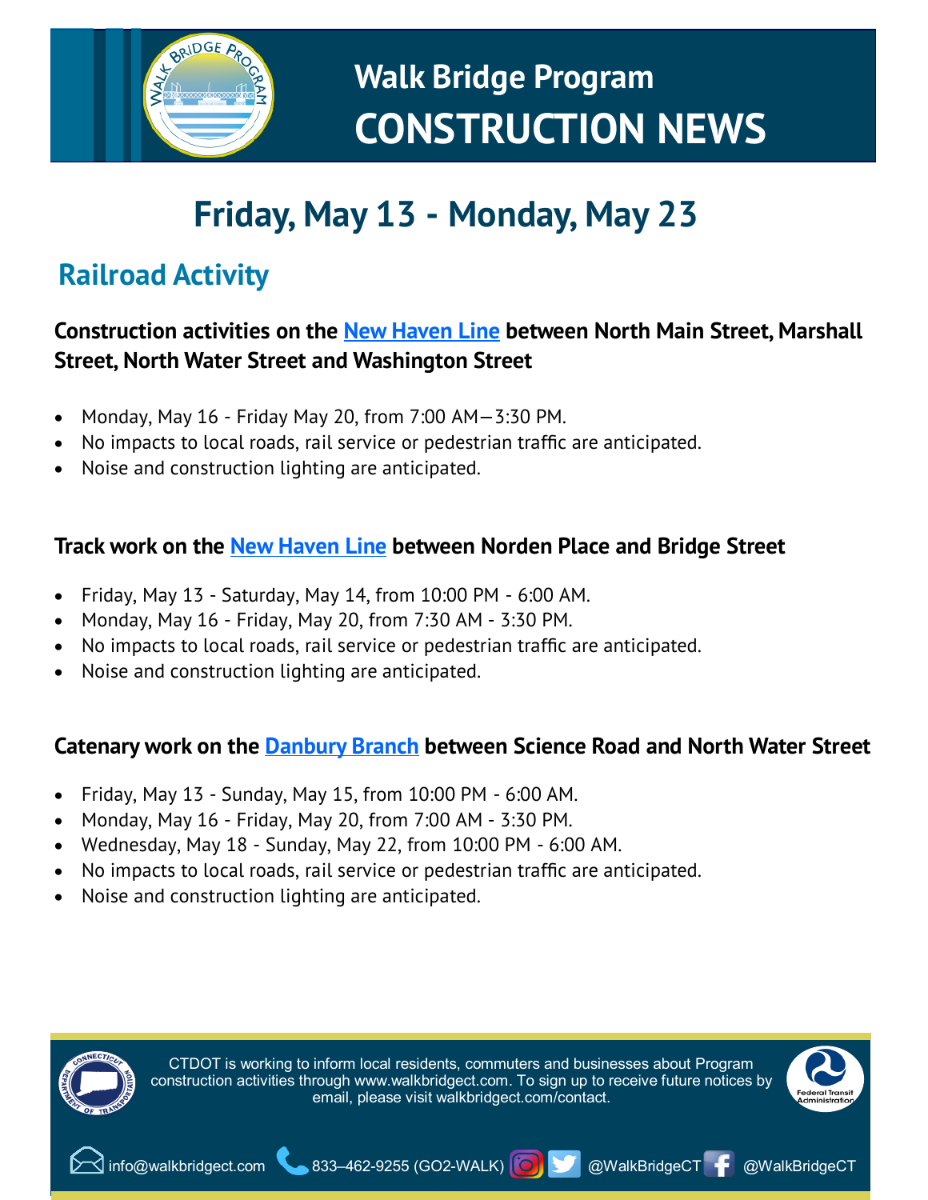# Walk Bridge Program
# CONSTRUCTION NEWS

## Friday, May 13 - Monday, May 23

## Railroad Activity

### Construction activities on the New Haven Line between North Main Street, Marshall Street, North Water Street and Washington Street

- Monday, May 16 - Friday May 20, from 7:00 AM—3:30 PM.
- No impacts to local roads, rail service or pedestrian traffic are anticipated.
- Noise and construction lighting are anticipated.

### Track work on the New Haven Line between Norden Place and Bridge Street

- Friday, May 13 - Saturday, May 14, from 10:00 PM - 6:00 AM.
- Monday, May 16 - Friday, May 20, from 7:30 AM - 3:30 PM.
- No impacts to local roads, rail service or pedestrian traffic are anticipated.
- Noise and construction lighting are anticipated.

### Catenary work on the Danbury Branch between Science Road and North Water Street

- Friday, May 13 - Sunday, May 15, from 10:00 PM - 6:00 AM.
- Monday, May 16 - Friday, May 20, from 7:00 AM - 3:30 PM.
- Wednesday, May 18 - Sunday, May 22, from 10:00 PM - 6:00 AM.
- No impacts to local roads, rail service or pedestrian traffic are anticipated.
- Noise and construction lighting are anticipated.

CTDOT is working to inform local residents, commuters and businesses about Program construction activities through www.walkbridgect.com. To sign up to receive future notices by email, please visit walkbridgect.com/contact.

info@walkbridgect.com 833–462-9255 (GO2-WALK) @WalkBridgeCT @WalkBridgeCT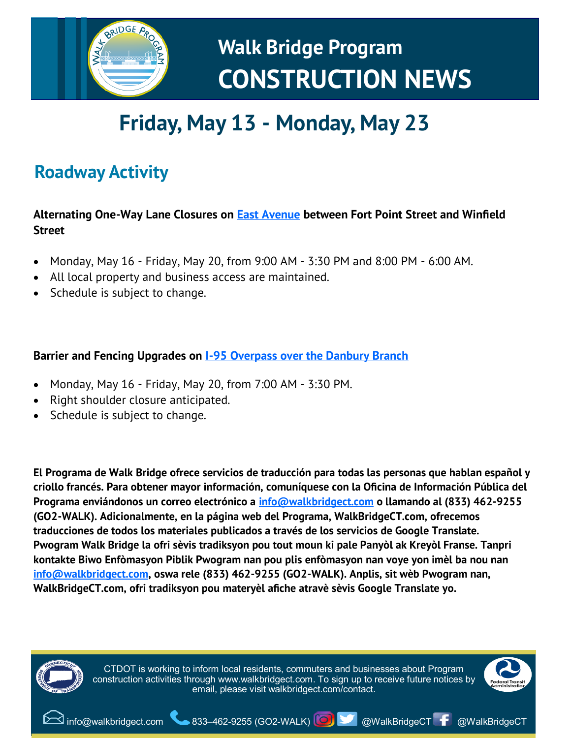# Walk Bridge Program CONSTRUCTION NEWS

## Friday, May 13 - Monday, May 23

## Roadway Activity

**Alternating One-Way Lane Closures on East Avenue between Fort Point Street and Winfield Street**

- Monday, May 16 - Friday, May 20, from 9:00 AM - 3:30 PM and 8:00 PM - 6:00 AM.
- All local property and business access are maintained.
- Schedule is subject to change.

**Barrier and Fencing Upgrades on I-95 Overpass over the Danbury Branch**

- Monday, May 16 - Friday, May 20, from 7:00 AM - 3:30 PM.
- Right shoulder closure anticipated.
- Schedule is subject to change.

**El Programa de Walk Bridge ofrece servicios de traducción para todas las personas que hablan español y criollo francés. Para obtener mayor información, comuníquese con la Oficina de Información Pública del Programa enviándonos un correo electrónico a info@walkbridgect.com o llamando al (833) 462-9255 (GO2-WALK). Adicionalmente, en la página web del Programa, WalkBridgeCT.com, ofrecemos traducciones de todos los materiales publicados a través de los servicios de Google Translate. Pwogram Walk Bridge la ofri sèvis tradiksyon pou tout moun ki pale Panyòl ak Kreyòl Franse. Tanpri kontakte Biwo Enfòmasyon Piblik Pwogram nan pou plis enfòmasyon nan voye yon imèl ba nou nan info@walkbridgect.com, oswa rele (833) 462-9255 (GO2-WALK). Anplis, sit wèb Pwogram nan, WalkBridgeCT.com, ofri tradiksyon pou materyèl afiche atravè sèvis Google Translate yo.**

CTDOT is working to inform local residents, commuters and businesses about Program construction activities through www.walkbridgect.com. To sign up to receive future notices by email, please visit walkbridgect.com/contact.

info@walkbridgect.com 833–462-9255 (GO2-WALK) @WalkBridgeCT @WalkBridgeCT